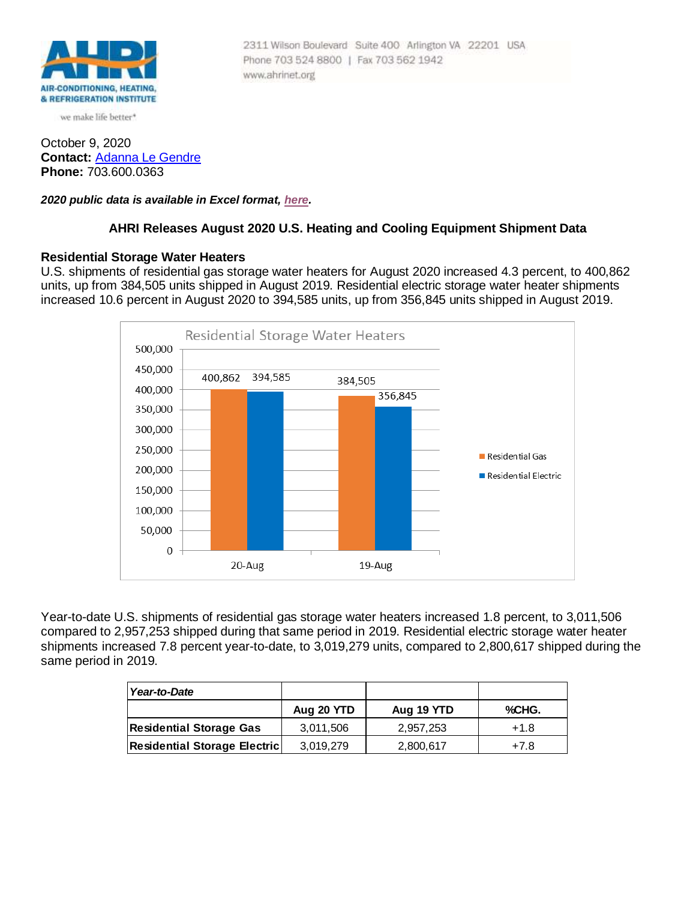AIR-CONDITIONING, HEATING, & REFRIGERATION INSTITUTE

we make life better*

2311 Wilson Boulevard Suite 400 Arlington VA 22201 USA
Phone 703 524 8800 | Fax 703 562 1942
www.ahrinet.org

October 9, 2020
**Contact:** Adanna Le Gendre
**Phone:** 703.600.0363

***2020 public data is available in Excel format, here.***

## AHRI Releases August 2020 U.S. Heating and Cooling Equipment Shipment Data

### Residential Storage Water Heaters

U.S. shipments of residential gas storage water heaters for August 2020 increased 4.3 percent, to 400,862 units, up from 384,505 units shipped in August 2019. Residential electric storage water heater shipments increased 10.6 percent in August 2020 to 394,585 units, up from 356,845 units shipped in August 2019.

Residential Storage Water Heaters

| | Residential Gas | Residential Electric |
|---|---|---|
| 20-Aug | 400,862 | 394,585 |
| 19-Aug | 384,505 | 356,845 |

Year-to-date U.S. shipments of residential gas storage water heaters increased 1.8 percent, to 3,011,506 compared to 2,957,253 shipped during that same period in 2019. Residential electric storage water heater shipments increased 7.8 percent year-to-date, to 3,019,279 units, compared to 2,800,617 shipped during the same period in 2019.

| *Year-to-Date* | | | |
|---|---|---|---|
| | **Aug 20 YTD** | **Aug 19 YTD** | **%CHG.** |
| **Residential Storage Gas** | 3,011,506 | 2,957,253 | +1.8 |
| **Residential Storage Electric** | 3,019,279 | 2,800,617 | +7.8 |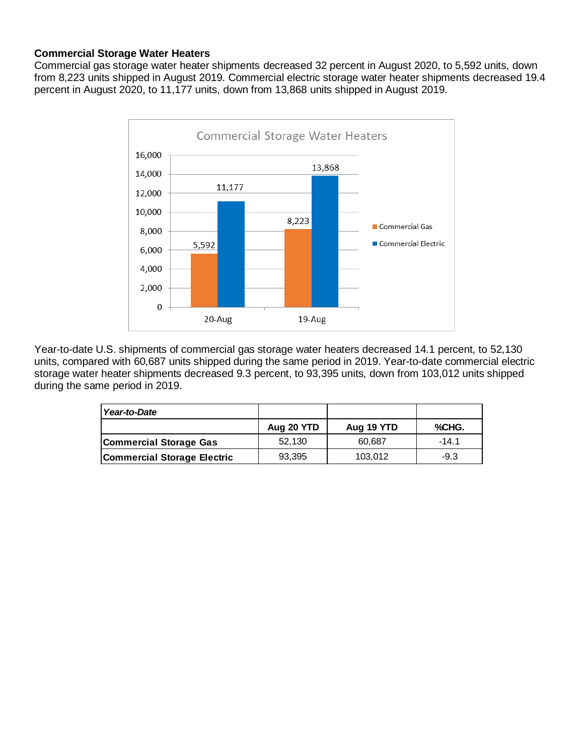**Commercial Storage Water Heaters**

Commercial gas storage water heater shipments decreased 32 percent in August 2020, to 5,592 units, down from 8,223 units shipped in August 2019. Commercial electric storage water heater shipments decreased 19.4 percent in August 2020, to 11,177 units, down from 13,868 units shipped in August 2019.

Year-to-date U.S. shipments of commercial gas storage water heaters decreased 14.1 percent, to 52,130 units, compared with 60,687 units shipped during the same period in 2019. Year-to-date commercial electric storage water heater shipments decreased 9.3 percent, to 93,395 units, down from 103,012 units shipped during the same period in 2019.

| *Year-to-Date* | | | |
|---|---|---|---|
| | **Aug 20 YTD** | **Aug 19 YTD** | **%CHG.** |
| **Commercial Storage Gas** | 52,130 | 60,687 | -14.1 |
| **Commercial Storage Electric** | 93,395 | 103,012 | -9.3 |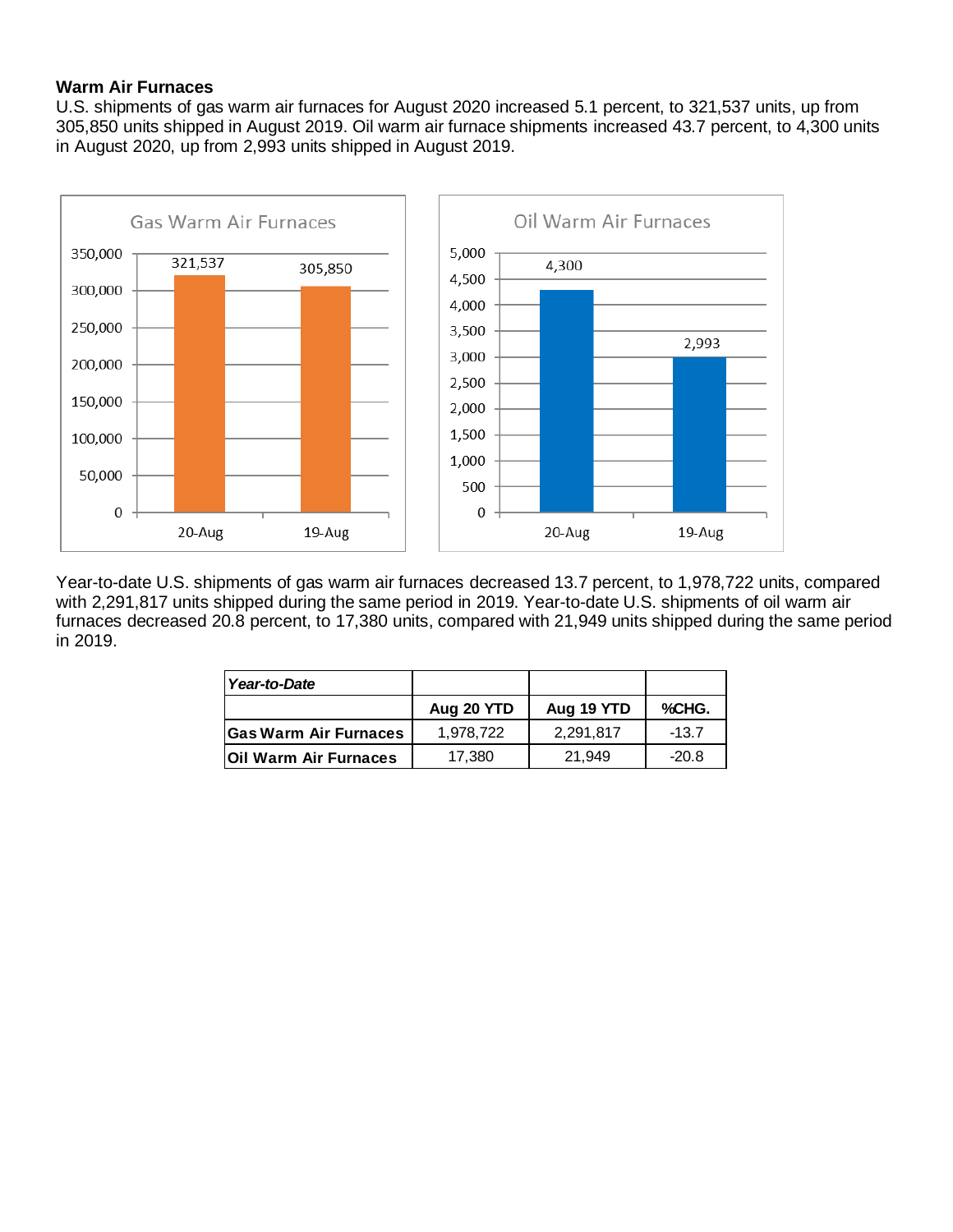**Warm Air Furnaces**

U.S. shipments of gas warm air furnaces for August 2020 increased 5.1 percent, to 321,537 units, up from 305,850 units shipped in August 2019. Oil warm air furnace shipments increased 43.7 percent, to 4,300 units in August 2020, up from 2,993 units shipped in August 2019.

Year-to-date U.S. shipments of gas warm air furnaces decreased 13.7 percent, to 1,978,722 units, compared with 2,291,817 units shipped during the same period in 2019. Year-to-date U.S. shipments of oil warm air furnaces decreased 20.8 percent, to 17,380 units, compared with 21,949 units shipped during the same period in 2019.

| *Year-to-Date* | | | |
|---|---|---|---|
| | **Aug 20 YTD** | **Aug 19 YTD** | **%CHG.** |
| **Gas Warm Air Furnaces** | 1,978,722 | 2,291,817 | -13.7 |
| **Oil Warm Air Furnaces** | 17,380 | 21,949 | -20.8 |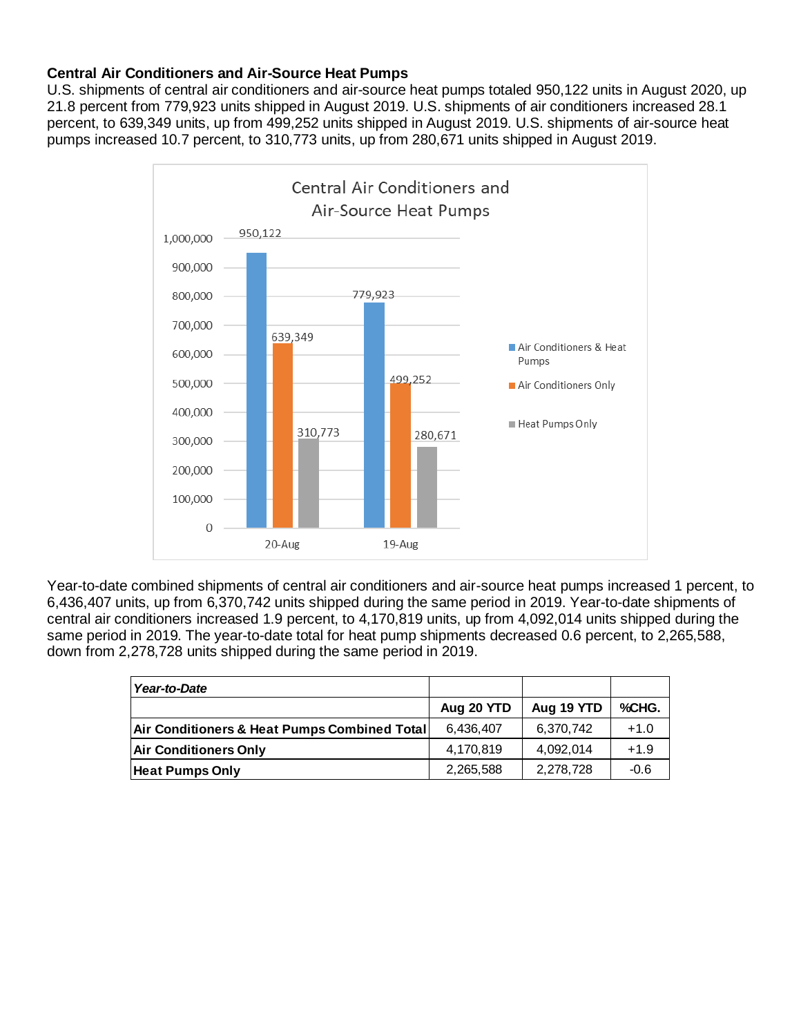**Central Air Conditioners and Air-Source Heat Pumps**

U.S. shipments of central air conditioners and air-source heat pumps totaled 950,122 units in August 2020, up 21.8 percent from 779,923 units shipped in August 2019. U.S. shipments of air conditioners increased 28.1 percent, to 639,349 units, up from 499,252 units shipped in August 2019. U.S. shipments of air-source heat pumps increased 10.7 percent, to 310,773 units, up from 280,671 units shipped in August 2019.

Central Air Conditioners and Air-Source Heat Pumps

| | 20-Aug | 19-Aug |
|---|---|---|
| Air Conditioners & Heat Pumps | 950,122 | 779,923 |
| Air Conditioners Only | 639,349 | 499,252 |
| Heat Pumps Only | 310,773 | 280,671 |

Year-to-date combined shipments of central air conditioners and air-source heat pumps increased 1 percent, to 6,436,407 units, up from 6,370,742 units shipped during the same period in 2019. Year-to-date shipments of central air conditioners increased 1.9 percent, to 4,170,819 units, up from 4,092,014 units shipped during the same period in 2019. The year-to-date total for heat pump shipments decreased 0.6 percent, to 2,265,588, down from 2,278,728 units shipped during the same period in 2019.

| *Year-to-Date* | | | |
|---|---|---|---|
| | **Aug 20 YTD** | **Aug 19 YTD** | **%CHG.** |
| **Air Conditioners & Heat Pumps Combined Total** | 6,436,407 | 6,370,742 | +1.0 |
| **Air Conditioners Only** | 4,170,819 | 4,092,014 | +1.9 |
| **Heat Pumps Only** | 2,265,588 | 2,278,728 | -0.6 |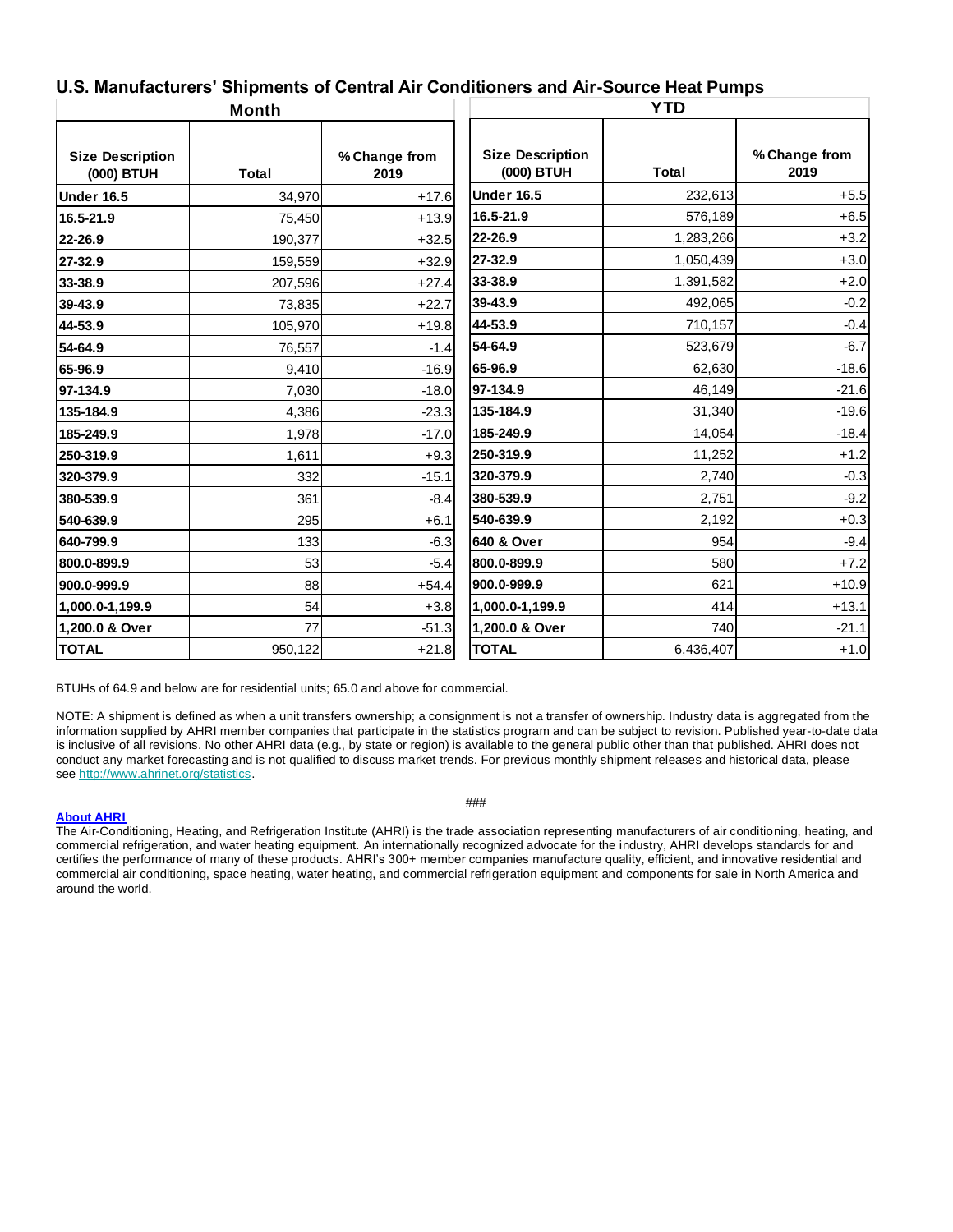## U.S. Manufacturers' Shipments of Central Air Conditioners and Air-Source Heat Pumps

| Month | | | YTD | | |
|---|---|---|---|---|---|
| **Size Description (000) BTUH** | **Total** | **% Change from 2019** | **Size Description (000) BTUH** | **Total** | **% Change from 2019** |
| **Under 16.5** | 34,970 | +17.6 | **Under 16.5** | 232,613 | +5.5 |
| **16.5-21.9** | 75,450 | +13.9 | **16.5-21.9** | 576,189 | +6.5 |
| **22-26.9** | 190,377 | +32.5 | **22-26.9** | 1,283,266 | +3.2 |
| **27-32.9** | 159,559 | +32.9 | **27-32.9** | 1,050,439 | +3.0 |
| **33-38.9** | 207,596 | +27.4 | **33-38.9** | 1,391,582 | +2.0 |
| **39-43.9** | 73,835 | +22.7 | **39-43.9** | 492,065 | -0.2 |
| **44-53.9** | 105,970 | +19.8 | **44-53.9** | 710,157 | -0.4 |
| **54-64.9** | 76,557 | -1.4 | **54-64.9** | 523,679 | -6.7 |
| **65-96.9** | 9,410 | -16.9 | **65-96.9** | 62,630 | -18.6 |
| **97-134.9** | 7,030 | -18.0 | **97-134.9** | 46,149 | -21.6 |
| **135-184.9** | 4,386 | -23.3 | **135-184.9** | 31,340 | -19.6 |
| **185-249.9** | 1,978 | -17.0 | **185-249.9** | 14,054 | -18.4 |
| **250-319.9** | 1,611 | +9.3 | **250-319.9** | 11,252 | +1.2 |
| **320-379.9** | 332 | -15.1 | **320-379.9** | 2,740 | -0.3 |
| **380-539.9** | 361 | -8.4 | **380-539.9** | 2,751 | -9.2 |
| **540-639.9** | 295 | +6.1 | **540-639.9** | 2,192 | +0.3 |
| **640-799.9** | 133 | -6.3 | **640 & Over** | 954 | -9.4 |
| **800.0-899.9** | 53 | -5.4 | **800.0-899.9** | 580 | +7.2 |
| **900.0-999.9** | 88 | +54.4 | **900.0-999.9** | 621 | +10.9 |
| **1,000.0-1,199.9** | 54 | +3.8 | **1,000.0-1,199.9** | 414 | +13.1 |
| **1,200.0 & Over** | 77 | -51.3 | **1,200.0 & Over** | 740 | -21.1 |
| **TOTAL** | 950,122 | +21.8 | **TOTAL** | 6,436,407 | +1.0 |

BTUHs of 64.9 and below are for residential units; 65.0 and above for commercial.

NOTE: A shipment is defined as when a unit transfers ownership; a consignment is not a transfer of ownership. Industry data is aggregated from the information supplied by AHRI member companies that participate in the statistics program and can be subject to revision. Published year-to-date data is inclusive of all revisions. No other AHRI data (e.g., by state or region) is available to the general public other than that published. AHRI does not conduct any market forecasting and is not qualified to discuss market trends. For previous monthly shipment releases and historical data, please see http://www.ahrinet.org/statistics.

###

**About AHRI**

The Air-Conditioning, Heating, and Refrigeration Institute (AHRI) is the trade association representing manufacturers of air conditioning, heating, and commercial refrigeration, and water heating equipment. An internationally recognized advocate for the industry, AHRI develops standards for and certifies the performance of many of these products. AHRI's 300+ member companies manufacture quality, efficient, and innovative residential and commercial air conditioning, space heating, water heating, and commercial refrigeration equipment and components for sale in North America and around the world.